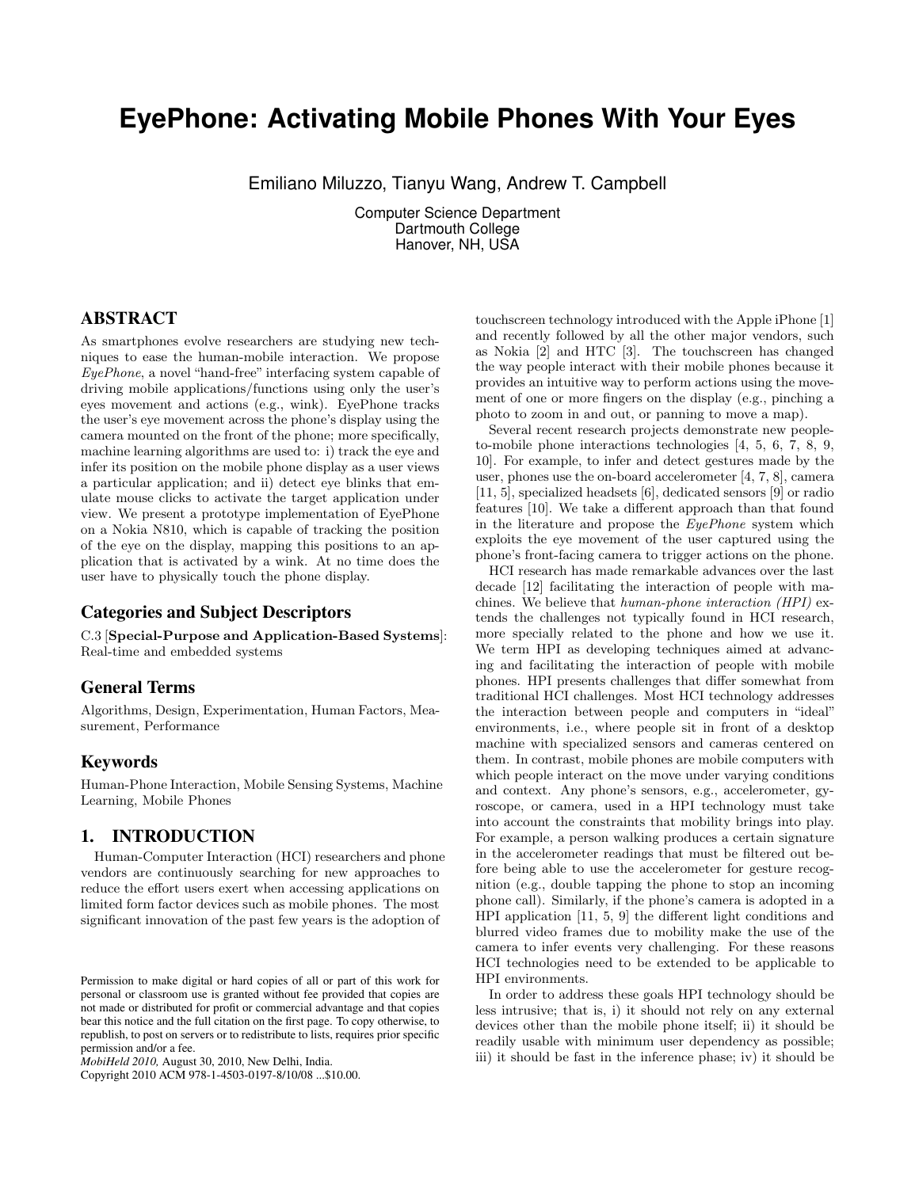# EyePhone: Activating Mobile Phones With Your Eyes

Emiliano Miluzzo, Tianyu Wang, Andrew T. Campbell

Computer Science Department
Dartmouth College
Hanover, NH, USA

## ABSTRACT

As smartphones evolve researchers are studying new techniques to ease the human-mobile interaction. We propose *EyePhone*, a novel "hand-free" interfacing system capable of driving mobile applications/functions using only the user's eyes movement and actions (e.g., wink). EyePhone tracks the user's eye movement across the phone's display using the camera mounted on the front of the phone; more specifically, machine learning algorithms are used to: i) track the eye and infer its position on the mobile phone display as a user views a particular application; and ii) detect eye blinks that emulate mouse clicks to activate the target application under view. We present a prototype implementation of EyePhone on a Nokia N810, which is capable of tracking the position of the eye on the display, mapping this positions to an application that is activated by a wink. At no time does the user have to physically touch the phone display.

### Categories and Subject Descriptors

C.3 [**Special-Purpose and Application-Based Systems**]: Real-time and embedded systems

### General Terms

Algorithms, Design, Experimentation, Human Factors, Measurement, Performance

### Keywords

Human-Phone Interaction, Mobile Sensing Systems, Machine Learning, Mobile Phones

## 1. INTRODUCTION

Human-Computer Interaction (HCI) researchers and phone vendors are continuously searching for new approaches to reduce the effort users exert when accessing applications on limited form factor devices such as mobile phones. The most significant innovation of the past few years is the adoption of touchscreen technology introduced with the Apple iPhone [1] and recently followed by all the other major vendors, such as Nokia [2] and HTC [3]. The touchscreen has changed the way people interact with their mobile phones because it provides an intuitive way to perform actions using the movement of one or more fingers on the display (e.g., pinching a photo to zoom in and out, or panning to move a map).

Several recent research projects demonstrate new people-to-mobile phone interactions technologies [4, 5, 6, 7, 8, 9, 10]. For example, to infer and detect gestures made by the user, phones use the on-board accelerometer [4, 7, 8], camera [11, 5], specialized headsets [6], dedicated sensors [9] or radio features [10]. We take a different approach than that found in the literature and propose the *EyePhone* system which exploits the eye movement of the user captured using the phone's front-facing camera to trigger actions on the phone.

HCI research has made remarkable advances over the last decade [12] facilitating the interaction of people with machines. We believe that *human-phone interaction (HPI)* extends the challenges not typically found in HCI research, more specially related to the phone and how we use it. We term HPI as developing techniques aimed at advancing and facilitating the interaction of people with mobile phones. HPI presents challenges that differ somewhat from traditional HCI challenges. Most HCI technology addresses the interaction between people and computers in "ideal" environments, i.e., where people sit in front of a desktop machine with specialized sensors and cameras centered on them. In contrast, mobile phones are mobile computers with which people interact on the move under varying conditions and context. Any phone's sensors, e.g., accelerometer, gyroscope, or camera, used in a HPI technology must take into account the constraints that mobility brings into play. For example, a person walking produces a certain signature in the accelerometer readings that must be filtered out before being able to use the accelerometer for gesture recognition (e.g., double tapping the phone to stop an incoming phone call). Similarly, if the phone's camera is adopted in a HPI application [11, 5, 9] the different light conditions and blurred video frames due to mobility make the use of the camera to infer events very challenging. For these reasons HCI technologies need to be extended to be applicable to HPI environments.

In order to address these goals HPI technology should be less intrusive; that is, i) it should not rely on any external devices other than the mobile phone itself; ii) it should be readily usable with minimum user dependency as possible; iii) it should be fast in the inference phase; iv) it should be

Permission to make digital or hard copies of all or part of this work for personal or classroom use is granted without fee provided that copies are not made or distributed for profit or commercial advantage and that copies bear this notice and the full citation on the first page. To copy otherwise, to republish, to post on servers or to redistribute to lists, requires prior specific permission and/or a fee.
*MobiHeld 2010,* August 30, 2010, New Delhi, India.
Copyright 2010 ACM 978-1-4503-0197-8/10/08 ...$10.00.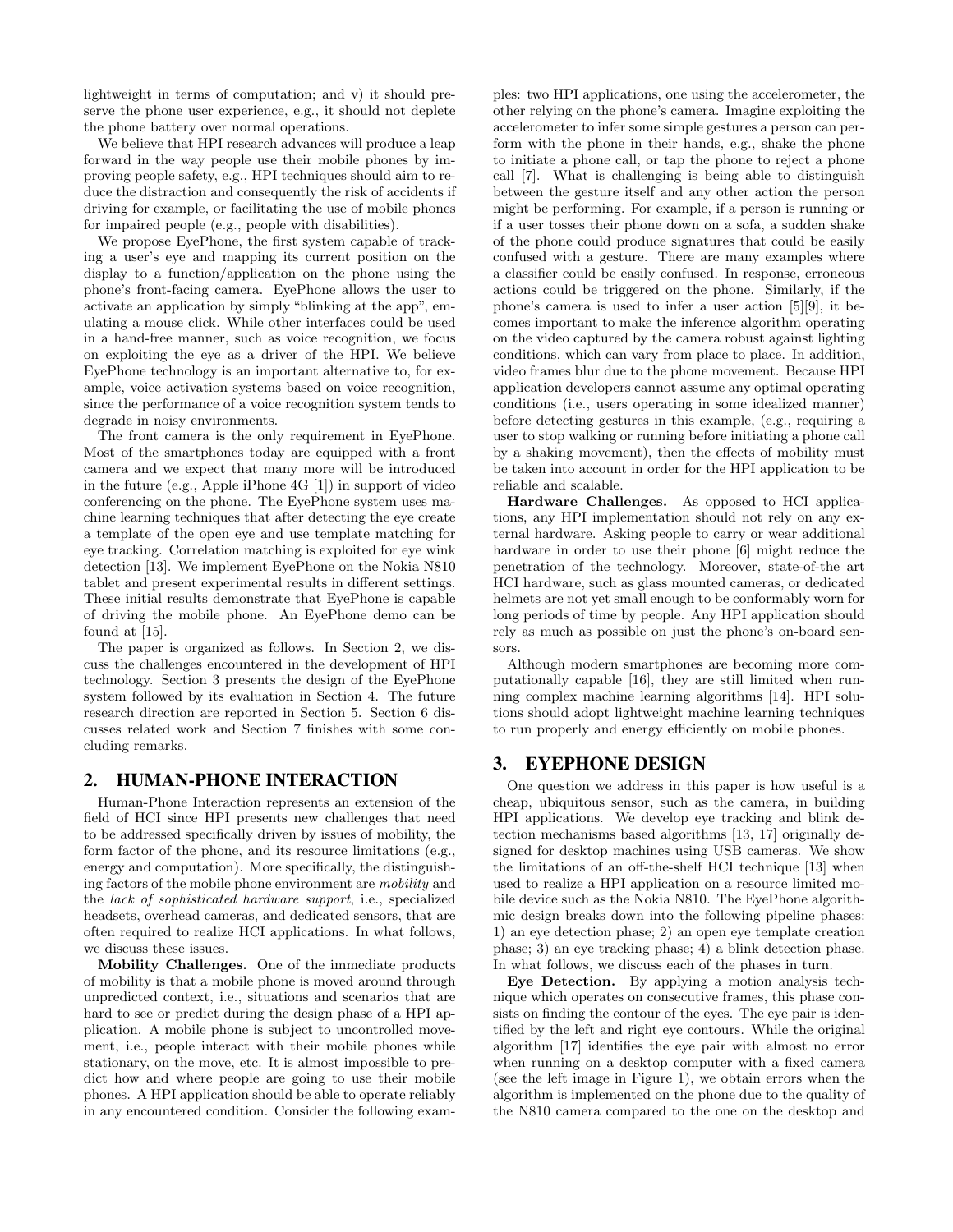lightweight in terms of computation; and v) it should preserve the phone user experience, e.g., it should not deplete the phone battery over normal operations.

We believe that HPI research advances will produce a leap forward in the way people use their mobile phones by improving people safety, e.g., HPI techniques should aim to reduce the distraction and consequently the risk of accidents if driving for example, or facilitating the use of mobile phones for impaired people (e.g., people with disabilities).

We propose EyePhone, the first system capable of tracking a user's eye and mapping its current position on the display to a function/application on the phone using the phone's front-facing camera. EyePhone allows the user to activate an application by simply "blinking at the app", emulating a mouse click. While other interfaces could be used in a hand-free manner, such as voice recognition, we focus on exploiting the eye as a driver of the HPI. We believe EyePhone technology is an important alternative to, for example, voice activation systems based on voice recognition, since the performance of a voice recognition system tends to degrade in noisy environments.

The front camera is the only requirement in EyePhone. Most of the smartphones today are equipped with a front camera and we expect that many more will be introduced in the future (e.g., Apple iPhone 4G [1]) in support of video conferencing on the phone. The EyePhone system uses machine learning techniques that after detecting the eye create a template of the open eye and use template matching for eye tracking. Correlation matching is exploited for eye wink detection [13]. We implement EyePhone on the Nokia N810 tablet and present experimental results in different settings. These initial results demonstrate that EyePhone is capable of driving the mobile phone. An EyePhone demo can be found at [15].

The paper is organized as follows. In Section 2, we discuss the challenges encountered in the development of HPI technology. Section 3 presents the design of the EyePhone system followed by its evaluation in Section 4. The future research direction are reported in Section 5. Section 6 discusses related work and Section 7 finishes with some concluding remarks.

## 2. HUMAN-PHONE INTERACTION

Human-Phone Interaction represents an extension of the field of HCI since HPI presents new challenges that need to be addressed specifically driven by issues of mobility, the form factor of the phone, and its resource limitations (e.g., energy and computation). More specifically, the distinguishing factors of the mobile phone environment are *mobility* and the *lack of sophisticated hardware support*, i.e., specialized headsets, overhead cameras, and dedicated sensors, that are often required to realize HCI applications. In what follows, we discuss these issues.

**Mobility Challenges.** One of the immediate products of mobility is that a mobile phone is moved around through unpredicted context, i.e., situations and scenarios that are hard to see or predict during the design phase of a HPI application. A mobile phone is subject to uncontrolled movement, i.e., people interact with their mobile phones while stationary, on the move, etc. It is almost impossible to predict how and where people are going to use their mobile phones. A HPI application should be able to operate reliably in any encountered condition. Consider the following examples: two HPI applications, one using the accelerometer, the other relying on the phone's camera. Imagine exploiting the accelerometer to infer some simple gestures a person can perform with the phone in their hands, e.g., shake the phone to initiate a phone call, or tap the phone to reject a phone call [7]. What is challenging is being able to distinguish between the gesture itself and any other action the person might be performing. For example, if a person is running or if a user tosses their phone down on a sofa, a sudden shake of the phone could produce signatures that could be easily confused with a gesture. There are many examples where a classifier could be easily confused. In response, erroneous actions could be triggered on the phone. Similarly, if the phone's camera is used to infer a user action [5][9], it becomes important to make the inference algorithm operating on the video captured by the camera robust against lighting conditions, which can vary from place to place. In addition, video frames blur due to the phone movement. Because HPI application developers cannot assume any optimal operating conditions (i.e., users operating in some idealized manner) before detecting gestures in this example, (e.g., requiring a user to stop walking or running before initiating a phone call by a shaking movement), then the effects of mobility must be taken into account in order for the HPI application to be reliable and scalable.

**Hardware Challenges.** As opposed to HCI applications, any HPI implementation should not rely on any external hardware. Asking people to carry or wear additional hardware in order to use their phone [6] might reduce the penetration of the technology. Moreover, state-of-the art HCI hardware, such as glass mounted cameras, or dedicated helmets are not yet small enough to be conformably worn for long periods of time by people. Any HPI application should rely as much as possible on just the phone's on-board sensors.

Although modern smartphones are becoming more computationally capable [16], they are still limited when running complex machine learning algorithms [14]. HPI solutions should adopt lightweight machine learning techniques to run properly and energy efficiently on mobile phones.

## 3. EYEPHONE DESIGN

One question we address in this paper is how useful is a cheap, ubiquitous sensor, such as the camera, in building HPI applications. We develop eye tracking and blink detection mechanisms based algorithms [13, 17] originally designed for desktop machines using USB cameras. We show the limitations of an off-the-shelf HCI technique [13] when used to realize a HPI application on a resource limited mobile device such as the Nokia N810. The EyePhone algorithmic design breaks down into the following pipeline phases: 1) an eye detection phase; 2) an open eye template creation phase; 3) an eye tracking phase; 4) a blink detection phase. In what follows, we discuss each of the phases in turn.

**Eye Detection.** By applying a motion analysis technique which operates on consecutive frames, this phase consists on finding the contour of the eyes. The eye pair is identified by the left and right eye contours. While the original algorithm [17] identifies the eye pair with almost no error when running on a desktop computer with a fixed camera (see the left image in Figure 1), we obtain errors when the algorithm is implemented on the phone due to the quality of the N810 camera compared to the one on the desktop and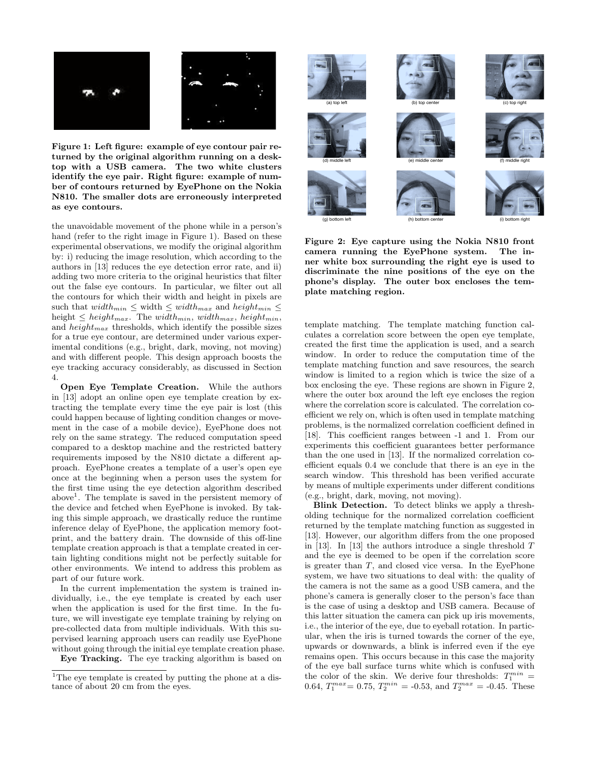**Figure 1: Left figure: example of eye contour pair returned by the original algorithm running on a desktop with a USB camera. The two white clusters identify the eye pair. Right figure: example of number of contours returned by EyePhone on the Nokia N810. The smaller dots are erroneously interpreted as eye contours.**

the unavoidable movement of the phone while in a person's hand (refer to the right image in Figure 1). Based on these experimental observations, we modify the original algorithm by: i) reducing the image resolution, which according to the authors in [13] reduces the eye detection error rate, and ii) adding two more criteria to the original heuristics that filter out the false eye contours. In particular, we filter out all the contours for which their width and height in pixels are such that $width_{min} \leq$ width $\leq width_{max}$ and $height_{min} \leq$ height $\leq height_{max}$. The $width_{min}$, $width_{max}$, $height_{min}$, and $height_{max}$ thresholds, which identify the possible sizes for a true eye contour, are determined under various experimental conditions (e.g., bright, dark, moving, not moving) and with different people. This design approach boosts the eye tracking accuracy considerably, as discussed in Section 4.

**Open Eye Template Creation.** While the authors in [13] adopt an online open eye template creation by extracting the template every time the eye pair is lost (this could happen because of lighting condition changes or movement in the case of a mobile device), EyePhone does not rely on the same strategy. The reduced computation speed compared to a desktop machine and the restricted battery requirements imposed by the N810 dictate a different approach. EyePhone creates a template of a user's open eye once at the beginning when a person uses the system for the first time using the eye detection algorithm described above[1]. The template is saved in the persistent memory of the device and fetched when EyePhone is invoked. By taking this simple approach, we drastically reduce the runtime inference delay of EyePhone, the application memory footprint, and the battery drain. The downside of this off-line template creation approach is that a template created in certain lighting conditions might not be perfectly suitable for other environments. We intend to address this problem as part of our future work.

In the current implementation the system is trained individually, i.e., the eye template is created by each user when the application is used for the first time. In the future, we will investigate eye template training by relying on pre-collected data from multiple individuals. With this supervised learning approach users can readily use EyePhone without going through the initial eye template creation phase.

**Eye Tracking.** The eye tracking algorithm is based on template matching. The template matching function calculates a correlation score between the open eye template, created the first time the application is used, and a search window. In order to reduce the computation time of the template matching function and save resources, the search window is limited to a region which is twice the size of a box enclosing the eye. These regions are shown in Figure 2, where the outer box around the left eye encloses the region where the correlation score is calculated. The correlation coefficient we rely on, which is often used in template matching problems, is the normalized correlation coefficient defined in [18]. This coefficient ranges between -1 and 1. From our experiments this coefficient guarantees better performance than the one used in [13]. If the normalized correlation coefficient equals 0.4 we conclude that there is an eye in the search window. This threshold has been verified accurate by means of multiple experiments under different conditions (e.g., bright, dark, moving, not moving).

**Blink Detection.** To detect blinks we apply a thresholding technique for the normalized correlation coefficient returned by the template matching function as suggested in [13]. However, our algorithm differs from the one proposed in [13]. In [13] the authors introduce a single threshold $T$ and the eye is deemed to be open if the correlation score is greater than $T$, and closed vice versa. In the EyePhone system, we have two situations to deal with: the quality of the camera is not the same as a good USB camera, and the phone's camera is generally closer to the person's face than is the case of using a desktop and USB camera. Because of this latter situation the camera can pick up iris movements, i.e., the interior of the eye, due to eyeball rotation. In particular, when the iris is turned towards the corner of the eye, upwards or downwards, a blink is inferred even if the eye remains open. This occurs because in this case the majority of the eye ball surface turns white which is confused with the color of the skin. We derive four thresholds: $T_1^{min}$ = 0.64, $T_1^{max}$= 0.75, $T_2^{min}$ = -0.53, and $T_2^{max}$ = -0.45. These

(a) top left (b) top center (c) top right (d) middle left (e) middle center (f) middle right (g) bottom left (h) bottom center (i) bottom right

**Figure 2: Eye capture using the Nokia N810 front camera running the EyePhone system. The inner white box surrounding the right eye is used to discriminate the nine positions of the eye on the phone's display. The outer box encloses the template matching region.**

[1] The eye template is created by putting the phone at a distance of about 20 cm from the eyes.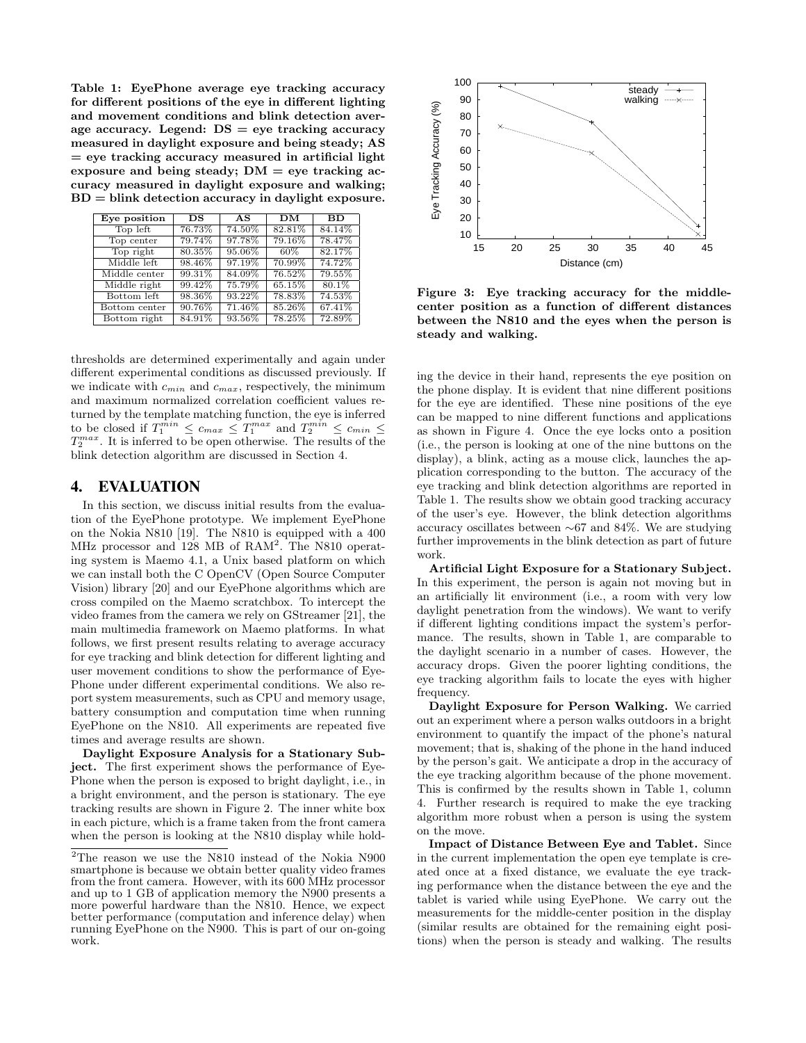**Table 1: EyePhone average eye tracking accuracy for different positions of the eye in different lighting and movement conditions and blink detection average accuracy. Legend: DS = eye tracking accuracy measured in daylight exposure and being steady; AS = eye tracking accuracy measured in artificial light exposure and being steady; DM = eye tracking accuracy measured in daylight exposure and walking; BD = blink detection accuracy in daylight exposure.**

| Eye position | DS | AS | DM | BD |
|---|---|---|---|---|
| Top left | 76.73% | 74.50% | 82.81% | 84.14% |
| Top center | 79.74% | 97.78% | 79.16% | 78.47% |
| Top right | 80.35% | 95.06% | 60% | 82.17% |
| Middle left | 98.46% | 97.19% | 70.99% | 74.72% |
| Middle center | 99.31% | 84.09% | 76.52% | 79.55% |
| Middle right | 99.42% | 75.79% | 65.15% | 80.1% |
| Bottom left | 98.36% | 93.22% | 78.83% | 74.53% |
| Bottom center | 90.76% | 71.46% | 85.26% | 67.41% |
| Bottom right | 84.91% | 93.56% | 78.25% | 72.89% |

thresholds are determined experimentally and again under different experimental conditions as discussed previously. If we indicate with $c_{min}$ and $c_{max}$, respectively, the minimum and maximum normalized correlation coefficient values returned by the template matching function, the eye is inferred to be closed if $T_1^{min} \leq c_{max} \leq T_1^{max}$ and $T_2^{min} \leq c_{min} \leq T_2^{max}$. It is inferred to be open otherwise. The results of the blink detection algorithm are discussed in Section 4.

# 4. EVALUATION

In this section, we discuss initial results from the evaluation of the EyePhone prototype. We implement EyePhone on the Nokia N810 [19]. The N810 is equipped with a 400 MHz processor and 128 MB of RAM[2]. The N810 operating system is Maemo 4.1, a Unix based platform on which we can install both the C OpenCV (Open Source Computer Vision) library [20] and our EyePhone algorithms which are cross compiled on the Maemo scratchbox. To intercept the video frames from the camera we rely on GStreamer [21], the main multimedia framework on Maemo platforms. In what follows, we first present results relating to average accuracy for eye tracking and blink detection for different lighting and user movement conditions to show the performance of EyePhone under different experimental conditions. We also report system measurements, such as CPU and memory usage, battery consumption and computation time when running EyePhone on the N810. All experiments are repeated five times and average results are shown.

**Daylight Exposure Analysis for a Stationary Subject.** The first experiment shows the performance of EyePhone when the person is exposed to bright daylight, i.e., in a bright environment, and the person is stationary. The eye tracking results are shown in Figure 2. The inner white box in each picture, which is a frame taken from the front camera when the person is looking at the N810 display while holding the device in their hand, represents the eye position on the phone display. It is evident that nine different positions for the eye are identified. These nine positions of the eye can be mapped to nine different functions and applications as shown in Figure 4. Once the eye locks onto a position (i.e., the person is looking at one of the nine buttons on the display), a blink, acting as a mouse click, launches the application corresponding to the button. The accuracy of the eye tracking and blink detection algorithms are reported in Table 1. The results show we obtain good tracking accuracy of the user's eye. However, the blink detection algorithms accuracy oscillates between ∼67 and 84%. We are studying further improvements in the blink detection as part of future work.

[2]The reason we use the N810 instead of the Nokia N900 smartphone is because we obtain better quality video frames from the front camera. However, with its 600 MHz processor and up to 1 GB of application memory the N900 presents a more powerful hardware than the N810. Hence, we expect better performance (computation and inference delay) when running EyePhone on the N900. This is part of our on-going work.

**Figure 3: Eye tracking accuracy for the middle-center position as a function of different distances between the N810 and the eyes when the person is steady and walking.**

**Artificial Light Exposure for a Stationary Subject.** In this experiment, the person is again not moving but in an artificially lit environment (i.e., a room with very low daylight penetration from the windows). We want to verify if different lighting conditions impact the system's performance. The results, shown in Table 1, are comparable to the daylight scenario in a number of cases. However, the accuracy drops. Given the poorer lighting conditions, the eye tracking algorithm fails to locate the eyes with higher frequency.

**Daylight Exposure for Person Walking.** We carried out an experiment where a person walks outdoors in a bright environment to quantify the impact of the phone's natural movement; that is, shaking of the phone in the hand induced by the person's gait. We anticipate a drop in the accuracy of the eye tracking algorithm because of the phone movement. This is confirmed by the results shown in Table 1, column 4. Further research is required to make the eye tracking algorithm more robust when a person is using the system on the move.

**Impact of Distance Between Eye and Tablet.** Since in the current implementation the open eye template is created once at a fixed distance, we evaluate the eye tracking performance when the distance between the eye and the tablet is varied while using EyePhone. We carry out the measurements for the middle-center position in the display (similar results are obtained for the remaining eight positions) when the person is steady and walking. The results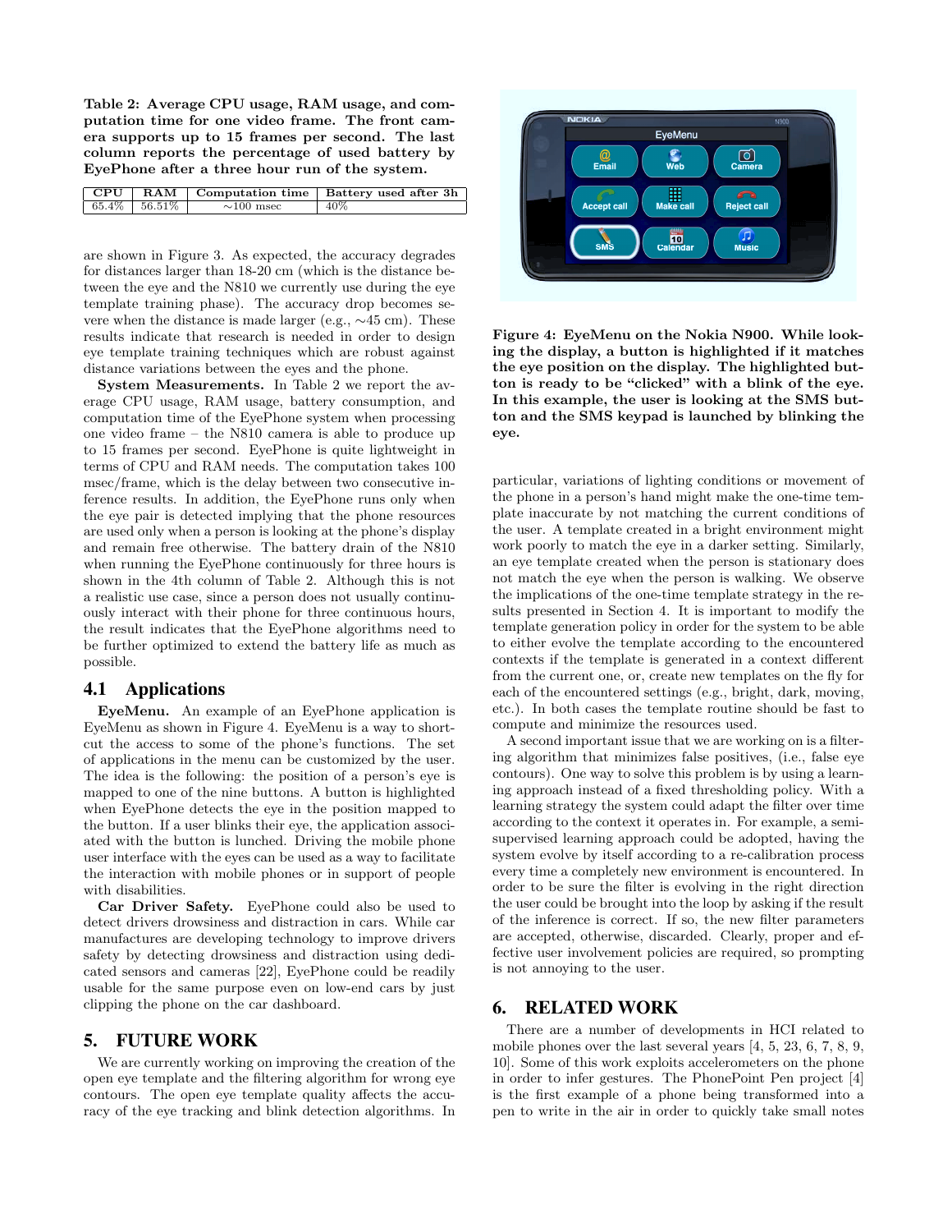Table 2: Average CPU usage, RAM usage, and computation time for one video frame. The front camera supports up to 15 frames per second. The last column reports the percentage of used battery by EyePhone after a three hour run of the system.

| CPU | RAM | Computation time | Battery used after 3h |
|---|---|---|---|
| 65.4% | 56.51% | ∼100 msec | 40% |

are shown in Figure 3. As expected, the accuracy degrades for distances larger than 18-20 cm (which is the distance between the eye and the N810 we currently use during the eye template training phase). The accuracy drop becomes severe when the distance is made larger (e.g., ∼45 cm). These results indicate that research is needed in order to design eye template training techniques which are robust against distance variations between the eyes and the phone.

**System Measurements.** In Table 2 we report the average CPU usage, RAM usage, battery consumption, and computation time of the EyePhone system when processing one video frame – the N810 camera is able to produce up to 15 frames per second. EyePhone is quite lightweight in terms of CPU and RAM needs. The computation takes 100 msec/frame, which is the delay between two consecutive inference results. In addition, the EyePhone runs only when the eye pair is detected implying that the phone resources are used only when a person is looking at the phone's display and remain free otherwise. The battery drain of the N810 when running the EyePhone continuously for three hours is shown in the 4th column of Table 2. Although this is not a realistic use case, since a person does not usually continuously interact with their phone for three continuous hours, the result indicates that the EyePhone algorithms need to be further optimized to extend the battery life as much as possible.

## 4.1 Applications

**EyeMenu.** An example of an EyePhone application is EyeMenu as shown in Figure 4. EyeMenu is a way to shortcut the access to some of the phone's functions. The set of applications in the menu can be customized by the user. The idea is the following: the position of a person's eye is mapped to one of the nine buttons. A button is highlighted when EyePhone detects the eye in the position mapped to the button. If a user blinks their eye, the application associated with the button is lunched. Driving the mobile phone user interface with the eyes can be used as a way to facilitate the interaction with mobile phones or in support of people with disabilities.

**Car Driver Safety.** EyePhone could also be used to detect drivers drowsiness and distraction in cars. While car manufactures are developing technology to improve drivers safety by detecting drowsiness and distraction using dedicated sensors and cameras [22], EyePhone could be readily usable for the same purpose even on low-end cars by just clipping the phone on the car dashboard.

# 5. FUTURE WORK

We are currently working on improving the creation of the open eye template and the filtering algorithm for wrong eye contours. The open eye template quality affects the accuracy of the eye tracking and blink detection algorithms. In particular, variations of lighting conditions or movement of the phone in a person's hand might make the one-time template inaccurate by not matching the current conditions of the user. A template created in a bright environment might work poorly to match the eye in a darker setting. Similarly, an eye template created when the person is stationary does not match the eye when the person is walking. We observe the implications of the one-time template strategy in the results presented in Section 4. It is important to modify the template generation policy in order for the system to be able to either evolve the template according to the encountered contexts if the template is generated in a context different from the current one, or, create new templates on the fly for each of the encountered settings (e.g., bright, dark, moving, etc.). In both cases the template routine should be fast to compute and minimize the resources used.

A second important issue that we are working on is a filtering algorithm that minimizes false positives, (i.e., false eye contours). One way to solve this problem is by using a learning approach instead of a fixed thresholding policy. With a learning strategy the system could adapt the filter over time according to the context it operates in. For example, a semi-supervised learning approach could be adopted, having the system evolve by itself according to a re-calibration process every time a completely new environment is encountered. In order to be sure the filter is evolving in the right direction the user could be brought into the loop by asking if the result of the inference is correct. If so, the new filter parameters are accepted, otherwise, discarded. Clearly, proper and effective user involvement policies are required, so prompting is not annoying to the user.

Figure 4: EyeMenu on the Nokia N900. While looking the display, a button is highlighted if it matches the eye position on the display. The highlighted button is ready to be "clicked" with a blink of the eye. In this example, the user is looking at the SMS button and the SMS keypad is launched by blinking the eye.

# 6. RELATED WORK

There are a number of developments in HCI related to mobile phones over the last several years [4, 5, 23, 6, 7, 8, 9, 10]. Some of this work exploits accelerometers on the phone in order to infer gestures. The PhonePoint Pen project [4] is the first example of a phone being transformed into a pen to write in the air in order to quickly take small notes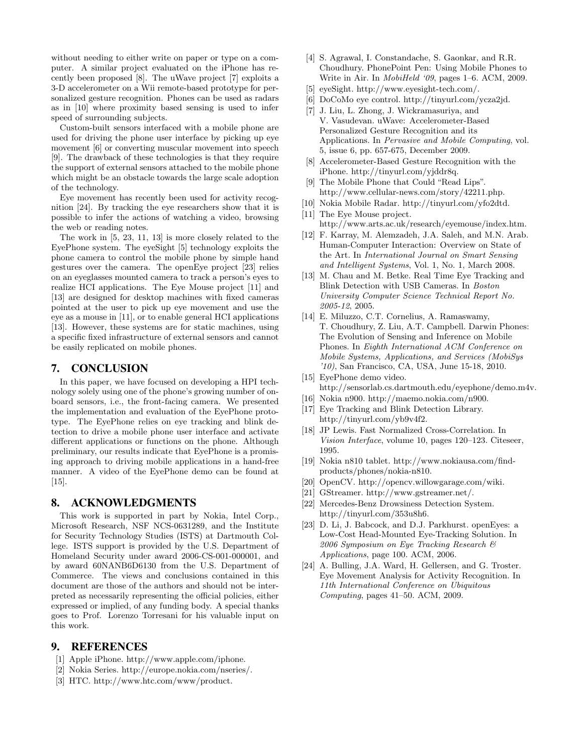without needing to either write on paper or type on a computer. A similar project evaluated on the iPhone has recently been proposed [8]. The uWave project [7] exploits a 3-D accelerometer on a Wii remote-based prototype for personalized gesture recognition. Phones can be used as radars as in [10] where proximity based sensing is used to infer speed of surrounding subjects.

Custom-built sensors interfaced with a mobile phone are used for driving the phone user interface by picking up eye movement [6] or converting muscular movement into speech [9]. The drawback of these technologies is that they require the support of external sensors attached to the mobile phone which might be an obstacle towards the large scale adoption of the technology.

Eye movement has recently been used for activity recognition [24]. By tracking the eye researchers show that it is possible to infer the actions of watching a video, browsing the web or reading notes.

The work in [5, 23, 11, 13] is more closely related to the EyePhone system. The eyeSight [5] technology exploits the phone camera to control the mobile phone by simple hand gestures over the camera. The openEye project [23] relies on an eyeglasses mounted camera to track a person's eyes to realize HCI applications. The Eye Mouse project [11] and [13] are designed for desktop machines with fixed cameras pointed at the user to pick up eye movement and use the eye as a mouse in [11], or to enable general HCI applications [13]. However, these systems are for static machines, using a specific fixed infrastructure of external sensors and cannot be easily replicated on mobile phones.

## 7. CONCLUSION

In this paper, we have focused on developing a HPI technology solely using one of the phone's growing number of onboard sensors, i.e., the front-facing camera. We presented the implementation and evaluation of the EyePhone prototype. The EyePhone relies on eye tracking and blink detection to drive a mobile phone user interface and activate different applications or functions on the phone. Although preliminary, our results indicate that EyePhone is a promising approach to driving mobile applications in a hand-free manner. A video of the EyePhone demo can be found at [15].

## 8. ACKNOWLEDGMENTS

This work is supported in part by Nokia, Intel Corp., Microsoft Research, NSF NCS-0631289, and the Institute for Security Technology Studies (ISTS) at Dartmouth College. ISTS support is provided by the U.S. Department of Homeland Security under award 2006-CS-001-000001, and by award 60NANB6D6130 from the U.S. Department of Commerce. The views and conclusions contained in this document are those of the authors and should not be interpreted as necessarily representing the official policies, either expressed or implied, of any funding body. A special thanks goes to Prof. Lorenzo Torresani for his valuable input on this work.

## 9. REFERENCES

[1] Apple iPhone. http://www.apple.com/iphone.

[2] Nokia Series. http://europe.nokia.com/nseries/.

[3] HTC. http://www.htc.com/www/product.

[4] S. Agrawal, I. Constandache, S. Gaonkar, and R.R. Choudhury. PhonePoint Pen: Using Mobile Phones to Write in Air. In *MobiHeld '09*, pages 1–6. ACM, 2009.

[5] eyeSight. http://www.eyesight-tech.com/.

[6] DoCoMo eye control. http://tinyurl.com/ycza2jd.

[7] J. Liu, L. Zhong, J. Wickramasuriya, and V. Vasudevan. uWave: Accelerometer-Based Personalized Gesture Recognition and its Applications. In *Pervasive and Mobile Computing*, vol. 5, issue 6, pp. 657-675, December 2009.

[8] Accelerometer-Based Gesture Recognition with the iPhone. http://tinyurl.com/yjddr8q.

[9] The Mobile Phone that Could "Read Lips". http://www.cellular-news.com/story/42211.php.

[10] Nokia Mobile Radar. http://tinyurl.com/yfo2dtd.

[11] The Eye Mouse project. http://www.arts.ac.uk/research/eyemouse/index.htm.

[12] F. Karray, M. Alemzadeh, J.A. Saleh, and M.N. Arab. Human-Computer Interaction: Overview on State of the Art. In *International Journal on Smart Sensing and Intelligent Systems*, Vol. 1, No. 1, March 2008.

[13] M. Chau and M. Betke. Real Time Eye Tracking and Blink Detection with USB Cameras. In *Boston University Computer Science Technical Report No. 2005-12*, 2005.

[14] E. Miluzzo, C.T. Cornelius, A. Ramaswamy, T. Choudhury, Z. Liu, A.T. Campbell. Darwin Phones: The Evolution of Sensing and Inference on Mobile Phones. In *Eighth International ACM Conference on Mobile Systems, Applications, and Services (MobiSys '10)*, San Francisco, CA, USA, June 15-18, 2010.

[15] EyePhone demo video. http://sensorlab.cs.dartmouth.edu/eyephone/demo.m4v.

[16] Nokia n900. http://maemo.nokia.com/n900.

[17] Eye Tracking and Blink Detection Library. http://tinyurl.com/yb9v4f2.

[18] JP Lewis. Fast Normalized Cross-Correlation. In *Vision Interface*, volume 10, pages 120–123. Citeseer, 1995.

[19] Nokia n810 tablet. http://www.nokiausa.com/find-products/phones/nokia-n810.

[20] OpenCV. http://opencv.willowgarage.com/wiki.

[21] GStreamer. http://www.gstreamer.net/.

[22] Mercedes-Benz Drowsiness Detection System. http://tinyurl.com/353u8h6.

[23] D. Li, J. Babcock, and D.J. Parkhurst. openEyes: a Low-Cost Head-Mounted Eye-Tracking Solution. In *2006 Symposium on Eye Tracking Research & Applications*, page 100. ACM, 2006.

[24] A. Bulling, J.A. Ward, H. Gellersen, and G. Troster. Eye Movement Analysis for Activity Recognition. In *11th International Conference on Ubiquitous Computing*, pages 41–50. ACM, 2009.